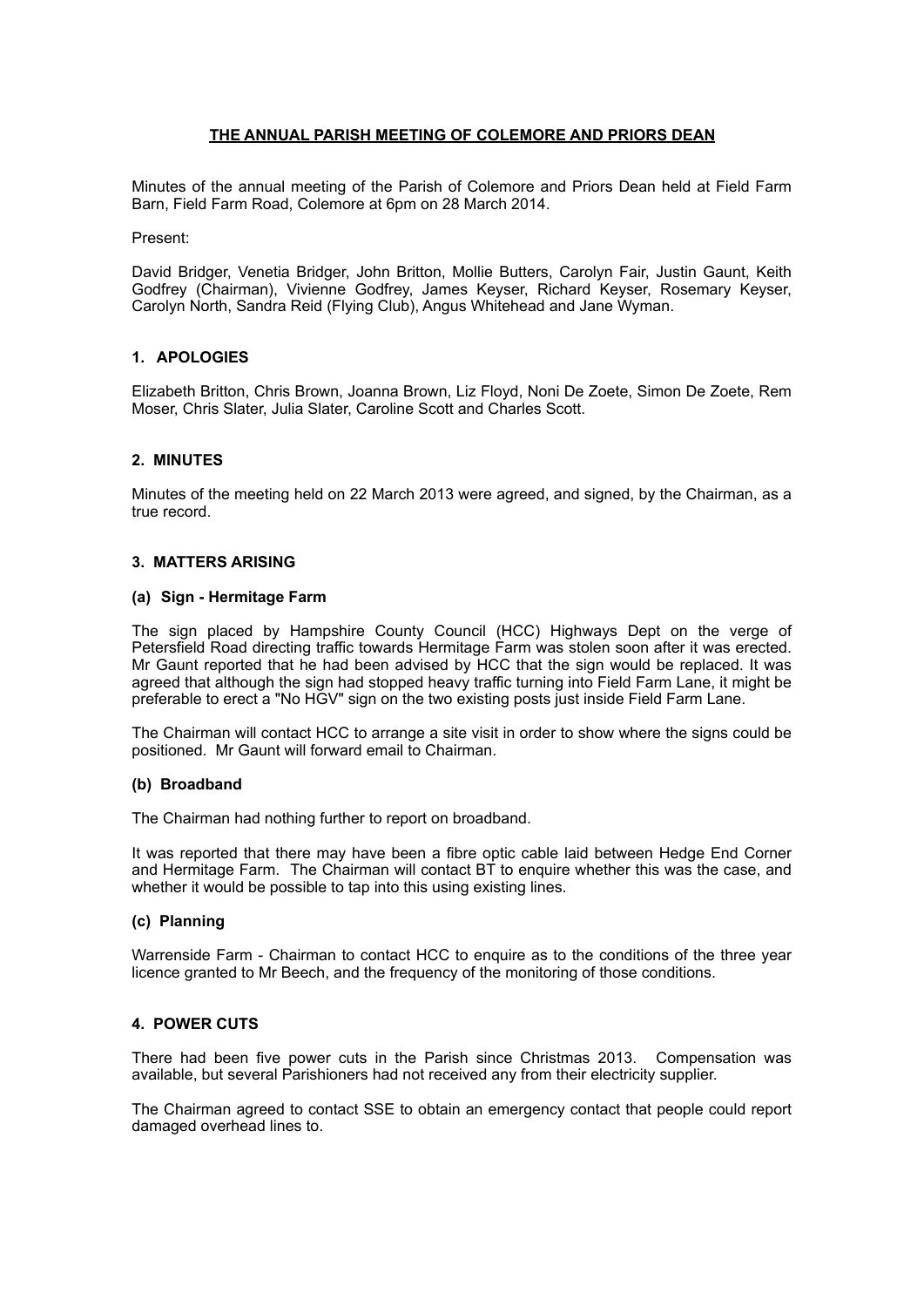# THE ANNUAL PARISH MEETING OF COLEMORE AND PRIORS DEAN

Minutes of the annual meeting of the Parish of Colemore and Priors Dean held at Field Farm Barn, Field Farm Road, Colemore at 6pm on 28 March 2014.

Present:

David Bridger, Venetia Bridger, John Britton, Mollie Butters, Carolyn Fair, Justin Gaunt, Keith Godfrey (Chairman), Vivienne Godfrey, James Keyser, Richard Keyser, Rosemary Keyser, Carolyn North, Sandra Reid (Flying Club), Angus Whitehead and Jane Wyman.

## 1. APOLOGIES

Elizabeth Britton, Chris Brown, Joanna Brown, Liz Floyd, Noni De Zoete, Simon De Zoete, Rem Moser, Chris Slater, Julia Slater, Caroline Scott and Charles Scott.

## 2. MINUTES

Minutes of the meeting held on 22 March 2013 were agreed, and signed, by the Chairman, as a true record.

## 3. MATTERS ARISING

### (a) Sign - Hermitage Farm

The sign placed by Hampshire County Council (HCC) Highways Dept on the verge of Petersfield Road directing traffic towards Hermitage Farm was stolen soon after it was erected. Mr Gaunt reported that he had been advised by HCC that the sign would be replaced. It was agreed that although the sign had stopped heavy traffic turning into Field Farm Lane, it might be preferable to erect a "No HGV" sign on the two existing posts just inside Field Farm Lane.

The Chairman will contact HCC to arrange a site visit in order to show where the signs could be positioned. Mr Gaunt will forward email to Chairman.

### (b) Broadband

The Chairman had nothing further to report on broadband.

It was reported that there may have been a fibre optic cable laid between Hedge End Corner and Hermitage Farm. The Chairman will contact BT to enquire whether this was the case, and whether it would be possible to tap into this using existing lines.

### (c) Planning

Warrenside Farm - Chairman to contact HCC to enquire as to the conditions of the three year licence granted to Mr Beech, and the frequency of the monitoring of those conditions.

## 4. POWER CUTS

There had been five power cuts in the Parish since Christmas 2013. Compensation was available, but several Parishioners had not received any from their electricity supplier.

The Chairman agreed to contact SSE to obtain an emergency contact that people could report damaged overhead lines to.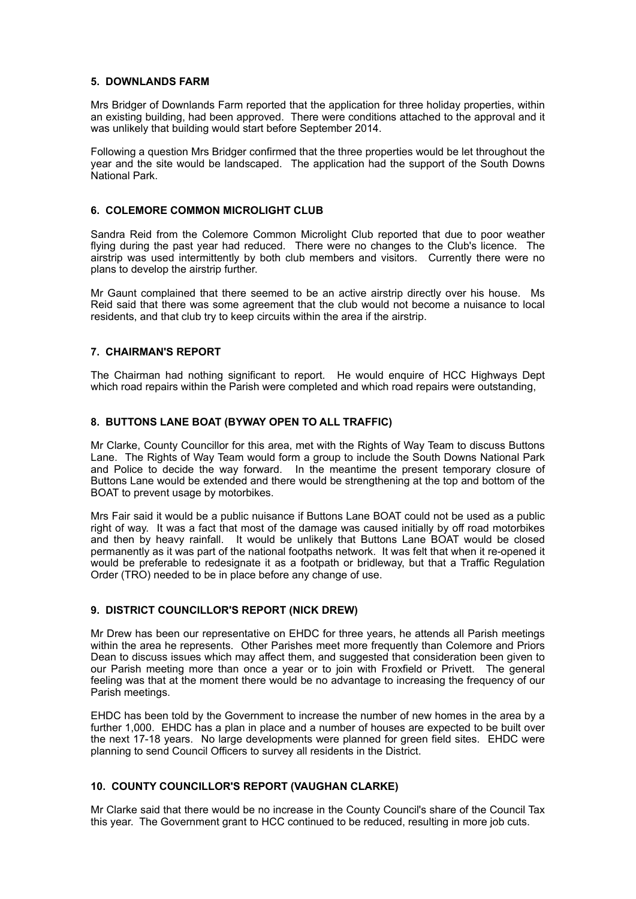## 5. DOWNLANDS FARM

Mrs Bridger of Downlands Farm reported that the application for three holiday properties, within an existing building, had been approved. There were conditions attached to the approval and it was unlikely that building would start before September 2014.

Following a question Mrs Bridger confirmed that the three properties would be let throughout the year and the site would be landscaped. The application had the support of the South Downs National Park.

## 6. COLEMORE COMMON MICROLIGHT CLUB

Sandra Reid from the Colemore Common Microlight Club reported that due to poor weather flying during the past year had reduced. There were no changes to the Club's licence. The airstrip was used intermittently by both club members and visitors. Currently there were no plans to develop the airstrip further.

Mr Gaunt complained that there seemed to be an active airstrip directly over his house. Ms Reid said that there was some agreement that the club would not become a nuisance to local residents, and that club try to keep circuits within the area if the airstrip.

## 7. CHAIRMAN'S REPORT

The Chairman had nothing significant to report. He would enquire of HCC Highways Dept which road repairs within the Parish were completed and which road repairs were outstanding,

## 8. BUTTONS LANE BOAT (BYWAY OPEN TO ALL TRAFFIC)

Mr Clarke, County Councillor for this area, met with the Rights of Way Team to discuss Buttons Lane. The Rights of Way Team would form a group to include the South Downs National Park and Police to decide the way forward. In the meantime the present temporary closure of Buttons Lane would be extended and there would be strengthening at the top and bottom of the BOAT to prevent usage by motorbikes.

Mrs Fair said it would be a public nuisance if Buttons Lane BOAT could not be used as a public right of way. It was a fact that most of the damage was caused initially by off road motorbikes and then by heavy rainfall. It would be unlikely that Buttons Lane BOAT would be closed permanently as it was part of the national footpaths network. It was felt that when it re-opened it would be preferable to redesignate it as a footpath or bridleway, but that a Traffic Regulation Order (TRO) needed to be in place before any change of use.

## 9. DISTRICT COUNCILLOR'S REPORT (NICK DREW)

Mr Drew has been our representative on EHDC for three years, he attends all Parish meetings within the area he represents. Other Parishes meet more frequently than Colemore and Priors Dean to discuss issues which may affect them, and suggested that consideration been given to our Parish meeting more than once a year or to join with Froxfield or Privett. The general feeling was that at the moment there would be no advantage to increasing the frequency of our Parish meetings.

EHDC has been told by the Government to increase the number of new homes in the area by a further 1,000. EHDC has a plan in place and a number of houses are expected to be built over the next 17-18 years. No large developments were planned for green field sites. EHDC were planning to send Council Officers to survey all residents in the District.

## 10. COUNTY COUNCILLOR'S REPORT (VAUGHAN CLARKE)

Mr Clarke said that there would be no increase in the County Council's share of the Council Tax this year. The Government grant to HCC continued to be reduced, resulting in more job cuts.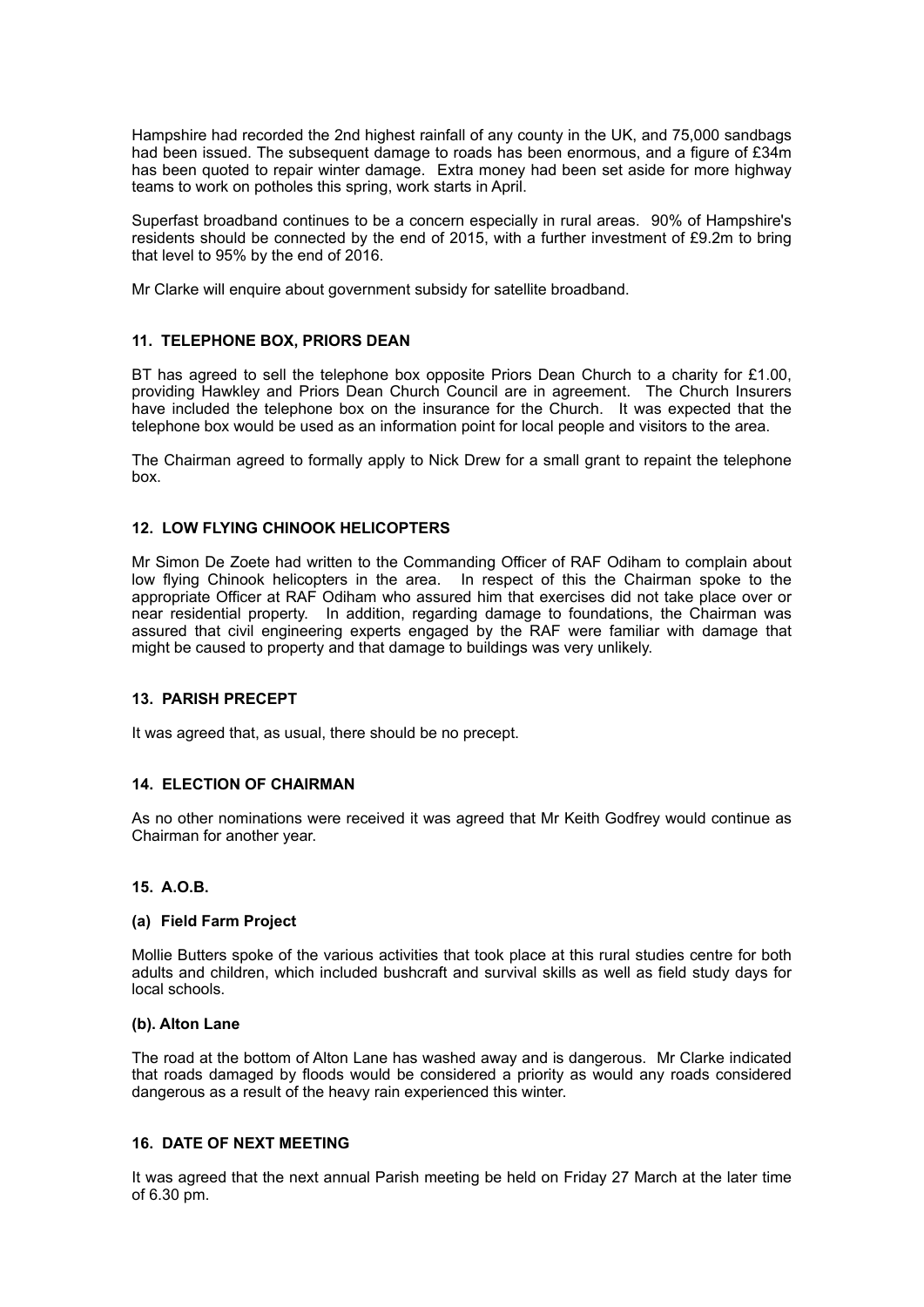Hampshire had recorded the 2nd highest rainfall of any county in the UK, and 75,000 sandbags had been issued. The subsequent damage to roads has been enormous, and a figure of £34m has been quoted to repair winter damage. Extra money had been set aside for more highway teams to work on potholes this spring, work starts in April.

Superfast broadband continues to be a concern especially in rural areas. 90% of Hampshire's residents should be connected by the end of 2015, with a further investment of £9.2m to bring that level to 95% by the end of 2016.

Mr Clarke will enquire about government subsidy for satellite broadband.

### 11. TELEPHONE BOX, PRIORS DEAN

BT has agreed to sell the telephone box opposite Priors Dean Church to a charity for £1.00, providing Hawkley and Priors Dean Church Council are in agreement. The Church Insurers have included the telephone box on the insurance for the Church. It was expected that the telephone box would be used as an information point for local people and visitors to the area.

The Chairman agreed to formally apply to Nick Drew for a small grant to repaint the telephone box.

### 12. LOW FLYING CHINOOK HELICOPTERS

Mr Simon De Zoete had written to the Commanding Officer of RAF Odiham to complain about low flying Chinook helicopters in the area. In respect of this the Chairman spoke to the appropriate Officer at RAF Odiham who assured him that exercises did not take place over or near residential property. In addition, regarding damage to foundations, the Chairman was assured that civil engineering experts engaged by the RAF were familiar with damage that might be caused to property and that damage to buildings was very unlikely.

### 13. PARISH PRECEPT

It was agreed that, as usual, there should be no precept.

### 14. ELECTION OF CHAIRMAN

As no other nominations were received it was agreed that Mr Keith Godfrey would continue as Chairman for another year.

### 15. A.O.B.

#### (a) Field Farm Project

Mollie Butters spoke of the various activities that took place at this rural studies centre for both adults and children, which included bushcraft and survival skills as well as field study days for local schools.

#### (b). Alton Lane

The road at the bottom of Alton Lane has washed away and is dangerous. Mr Clarke indicated that roads damaged by floods would be considered a priority as would any roads considered dangerous as a result of the heavy rain experienced this winter.

### 16. DATE OF NEXT MEETING

It was agreed that the next annual Parish meeting be held on Friday 27 March at the later time of 6.30 pm.